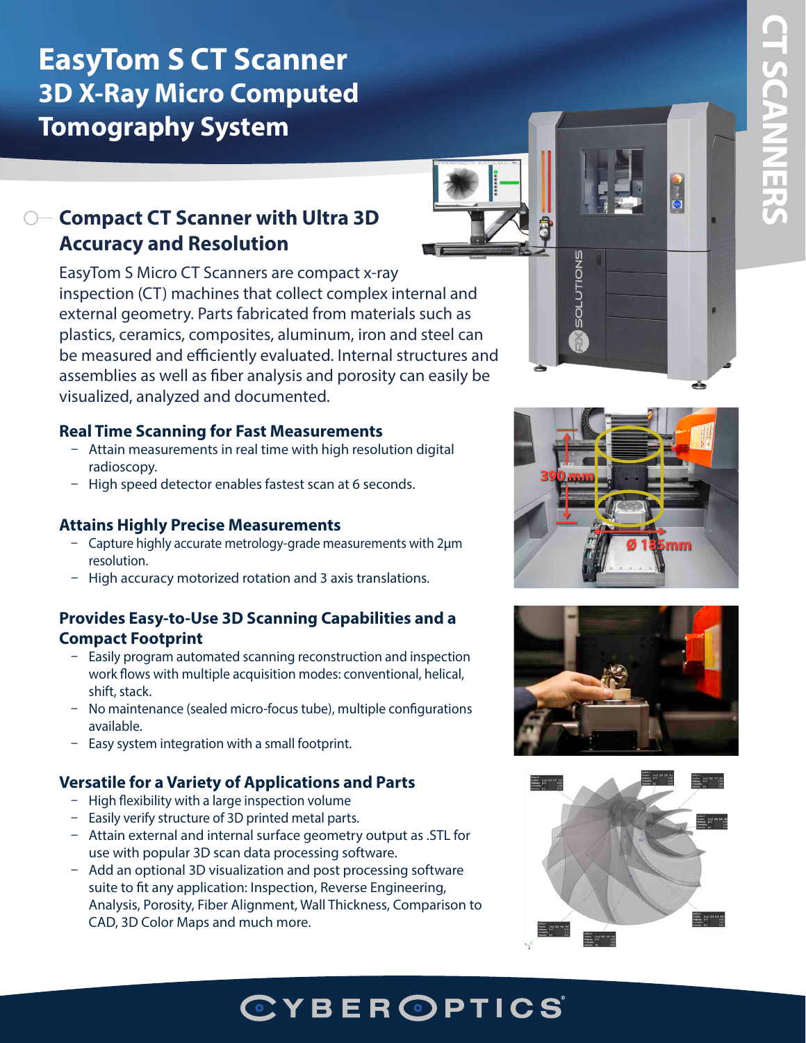# EasyTom S CT Scanner
## 3D X-Ray Micro Computed Tomography System

## Compact CT Scanner with Ultra 3D Accuracy and Resolution

EasyTom S Micro CT Scanners are compact x-ray inspection (CT) machines that collect complex internal and external geometry. Parts fabricated from materials such as plastics, ceramics, composites, aluminum, iron and steel can be measured and efficiently evaluated. Internal structures and assemblies as well as fiber analysis and porosity can easily be visualized, analyzed and documented.

### Real Time Scanning for Fast Measurements

- Attain measurements in real time with high resolution digital radioscopy.
- High speed detector enables fastest scan at 6 seconds.

### Attains Highly Precise Measurements

- Capture highly accurate metrology-grade measurements with 2µm resolution.
- High accuracy motorized rotation and 3 axis translations.

### Provides Easy-to-Use 3D Scanning Capabilities and a Compact Footprint

- Easily program automated scanning reconstruction and inspection work flows with multiple acquisition modes: conventional, helical, shift, stack.
- No maintenance (sealed micro-focus tube), multiple configurations available.
- Easy system integration with a small footprint.

### Versatile for a Variety of Applications and Parts

- High flexibility with a large inspection volume
- Easily verify structure of 3D printed metal parts.
- Attain external and internal surface geometry output as .STL for use with popular 3D scan data processing software.
- Add an optional 3D visualization and post processing software suite to fit any application: Inspection, Reverse Engineering, Analysis, Porosity, Fiber Alignment, Wall Thickness, Comparison to CAD, 3D Color Maps and much more.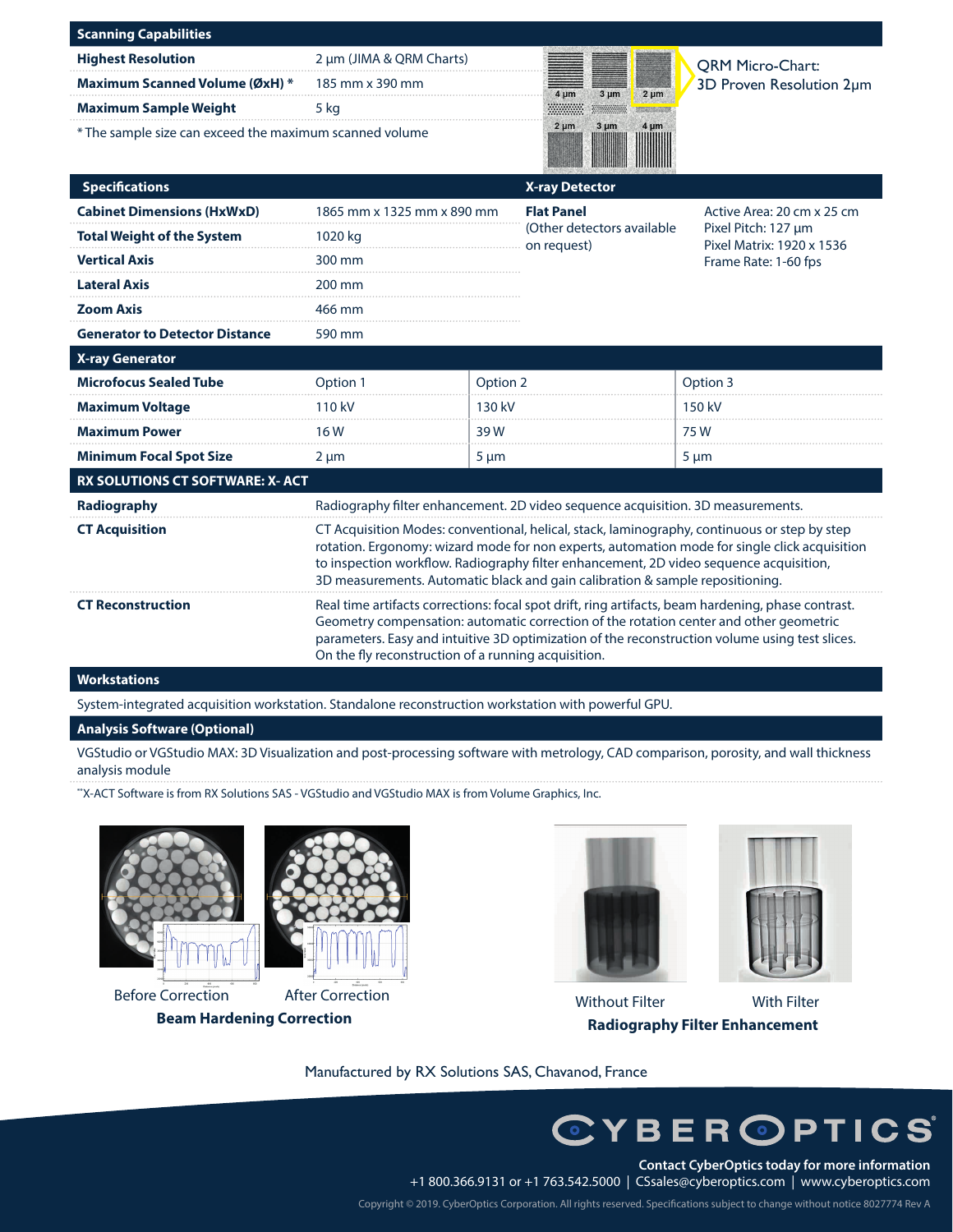## Scanning Capabilities

| | |
|---|---|
| **Highest Resolution** | 2 µm (JIMA & QRM Charts) |
| **Maximum Scanned Volume (ØxH) *** | 185 mm x 390 mm |
| **Maximum Sample Weight** | 5 kg |

* The sample size can exceed the maximum scanned volume

4 µm 3 µm 2 µm
2 µm 3 µm 4 µm

QRM Micro-Chart:
3D Proven Resolution 2µm

## Specifications

| | |
|---|---|
| **Cabinet Dimensions (HxWxD)** | 1865 mm x 1325 mm x 890 mm |
| **Total Weight of the System** | 1020 kg |
| **Vertical Axis** | 300 mm |
| **Lateral Axis** | 200 mm |
| **Zoom Axis** | 466 mm |
| **Generator to Detector Distance** | 590 mm |

## X-ray Detector

| | |
|---|---|
| **Flat Panel** (Other detectors available on request) | Active Area: 20 cm x 25 cm<br>Pixel Pitch: 127 µm<br>Pixel Matrix: 1920 x 1536<br>Frame Rate: 1-60 fps |

## X-ray Generator

| | | | |
|---|---|---|---|
| **Microfocus Sealed Tube** | Option 1 | Option 2 | Option 3 |
| **Maximum Voltage** | 110 kV | 130 kV | 150 kV |
| **Maximum Power** | 16 W | 39 W | 75 W |
| **Minimum Focal Spot Size** | 2 µm | 5 µm | 5 µm |

## RX SOLUTIONS CT SOFTWARE: X- ACT

| | |
|---|---|
| **Radiography** | Radiography filter enhancement. 2D video sequence acquisition. 3D measurements. |
| **CT Acquisition** | CT Acquisition Modes: conventional, helical, stack, laminography, continuous or step by step rotation. Ergonomy: wizard mode for non experts, automation mode for single click acquisition to inspection workflow. Radiography filter enhancement, 2D video sequence acquisition, 3D measurements. Automatic black and gain calibration & sample repositioning. |
| **CT Reconstruction** | Real time artifacts corrections: focal spot drift, ring artifacts, beam hardening, phase contrast. Geometry compensation: automatic correction of the rotation center and other geometric parameters. Easy and intuitive 3D optimization of the reconstruction volume using test slices. On the fly reconstruction of a running acquisition. |

## Workstations

System-integrated acquisition workstation. Standalone reconstruction workstation with powerful GPU.

## Analysis Software (Optional)

VGStudio or VGStudio MAX: 3D Visualization and post-processing software with metrology, CAD comparison, porosity, and wall thickness analysis module

**X-ACT Software is from RX Solutions SAS - VGStudio and VGStudio MAX is from Volume Graphics, Inc.

Before Correction After Correction

**Beam Hardening Correction**

Without Filter With Filter

**Radiography Filter Enhancement**

Manufactured by RX Solutions SAS, Chavanod, France

CYBEROPTICS®

**Contact CyberOptics today for more information**

+1 800.366.9131 or +1 763.542.5000 | CSsales@cyberoptics.com | www.cyberoptics.com

Copyright © 2019. CyberOptics Corporation. All rights reserved. Specifications subject to change without notice 8027774 Rev A